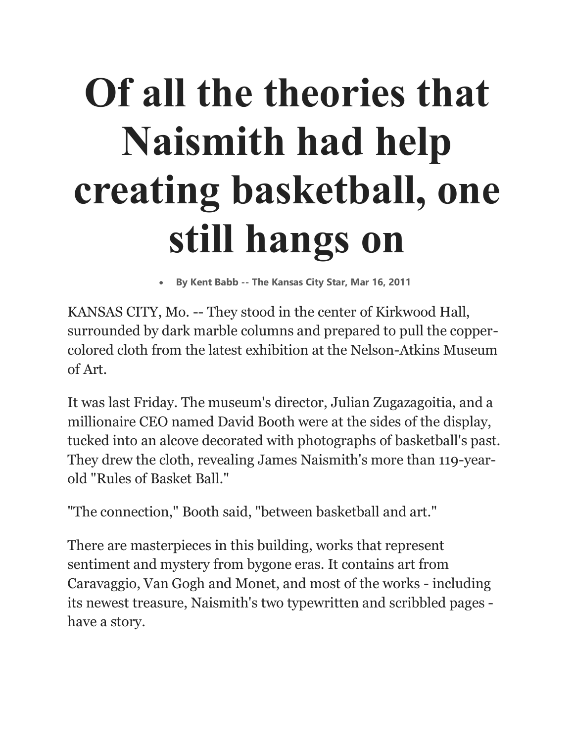# Of all the theories that Naismith had help creating basketball, one still hangs on

- **By Kent Babb -- The Kansas City Star, Mar 16, 2011**

KANSAS CITY, Mo. -- They stood in the center of Kirkwood Hall, surrounded by dark marble columns and prepared to pull the copper-colored cloth from the latest exhibition at the Nelson-Atkins Museum of Art.

It was last Friday. The museum's director, Julian Zugazagoitia, and a millionaire CEO named David Booth were at the sides of the display, tucked into an alcove decorated with photographs of basketball's past. They drew the cloth, revealing James Naismith's more than 119-year-old "Rules of Basket Ball."

"The connection," Booth said, "between basketball and art."

There are masterpieces in this building, works that represent sentiment and mystery from bygone eras. It contains art from Caravaggio, Van Gogh and Monet, and most of the works - including its newest treasure, Naismith's two typewritten and scribbled pages - have a story.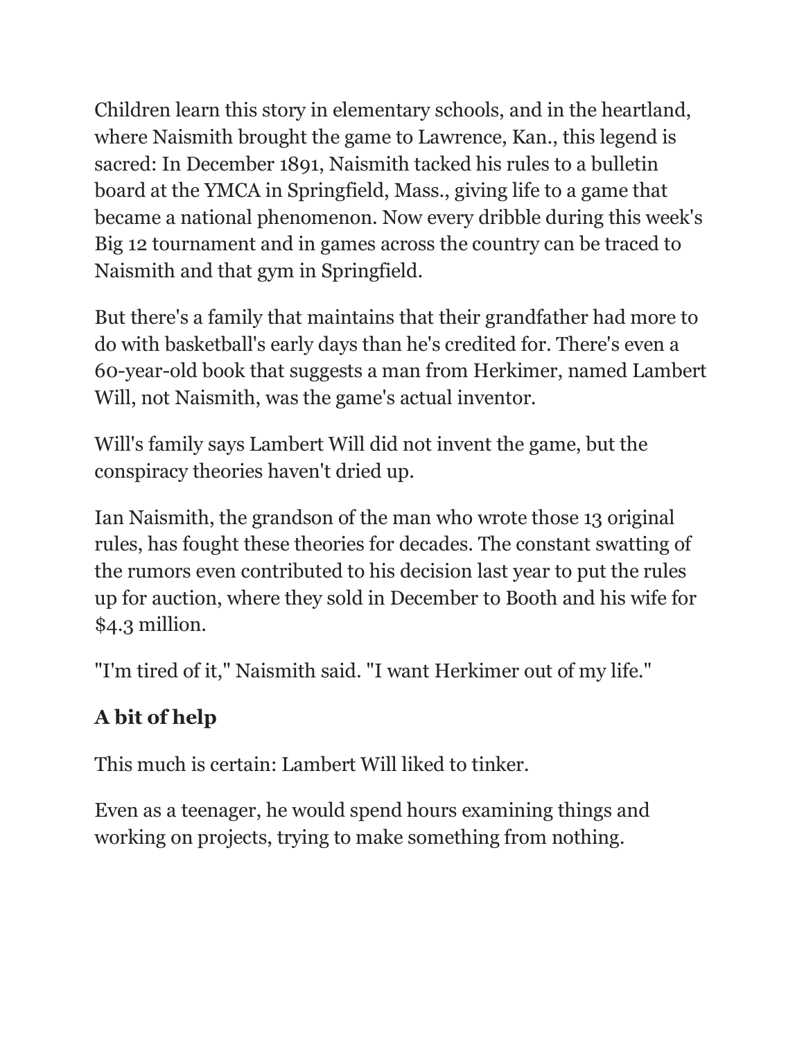Children learn this story in elementary schools, and in the heartland, where Naismith brought the game to Lawrence, Kan., this legend is sacred: In December 1891, Naismith tacked his rules to a bulletin board at the YMCA in Springfield, Mass., giving life to a game that became a national phenomenon. Now every dribble during this week's Big 12 tournament and in games across the country can be traced to Naismith and that gym in Springfield.

But there's a family that maintains that their grandfather had more to do with basketball's early days than he's credited for. There's even a 60-year-old book that suggests a man from Herkimer, named Lambert Will, not Naismith, was the game's actual inventor.

Will's family says Lambert Will did not invent the game, but the conspiracy theories haven't dried up.

Ian Naismith, the grandson of the man who wrote those 13 original rules, has fought these theories for decades. The constant swatting of the rumors even contributed to his decision last year to put the rules up for auction, where they sold in December to Booth and his wife for $4.3 million.

"I'm tired of it," Naismith said. "I want Herkimer out of my life."

## A bit of help

This much is certain: Lambert Will liked to tinker.

Even as a teenager, he would spend hours examining things and working on projects, trying to make something from nothing.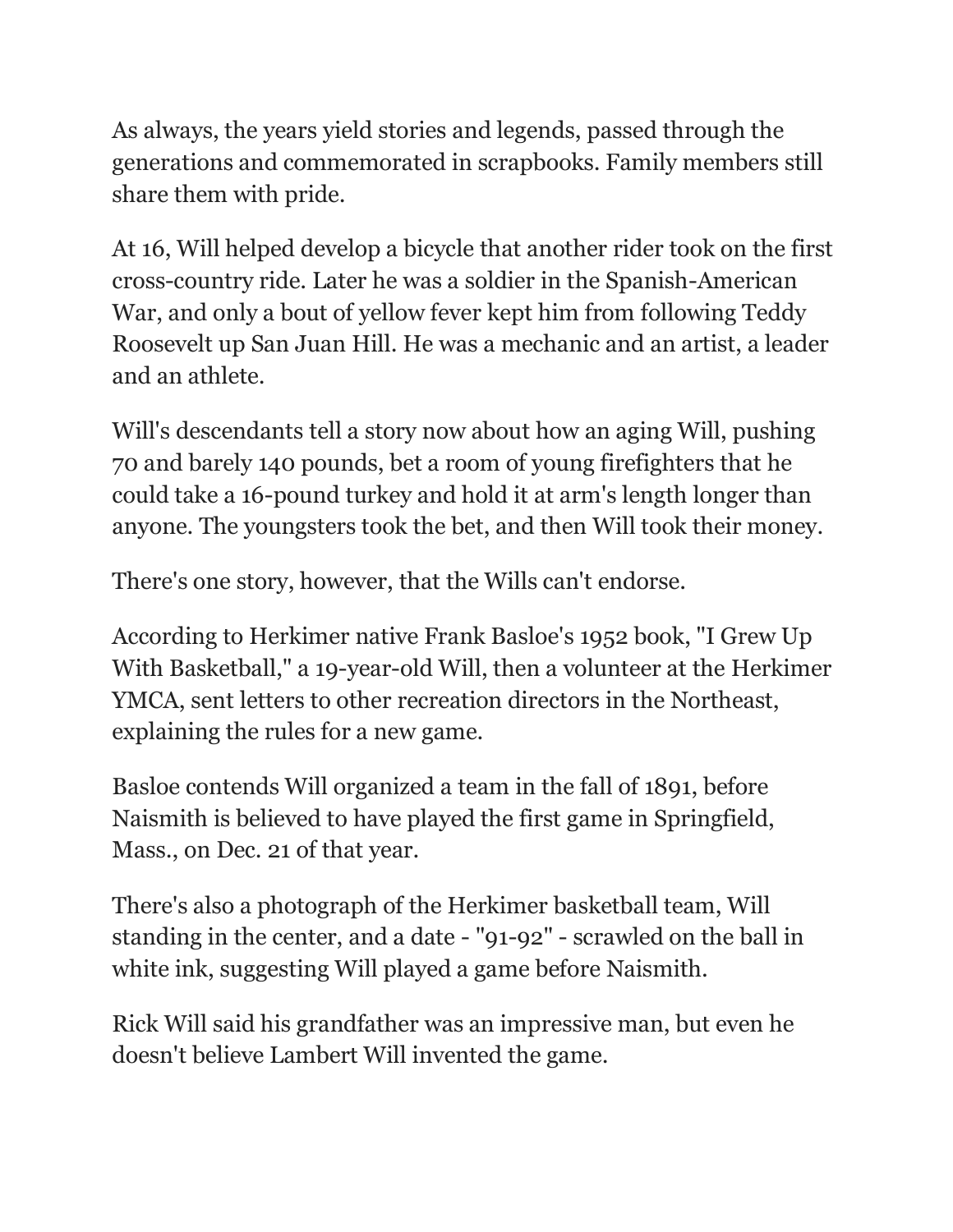As always, the years yield stories and legends, passed through the generations and commemorated in scrapbooks. Family members still share them with pride.

At 16, Will helped develop a bicycle that another rider took on the first cross-country ride. Later he was a soldier in the Spanish-American War, and only a bout of yellow fever kept him from following Teddy Roosevelt up San Juan Hill. He was a mechanic and an artist, a leader and an athlete.

Will's descendants tell a story now about how an aging Will, pushing 70 and barely 140 pounds, bet a room of young firefighters that he could take a 16-pound turkey and hold it at arm's length longer than anyone. The youngsters took the bet, and then Will took their money.

There's one story, however, that the Wills can't endorse.

According to Herkimer native Frank Basloe's 1952 book, "I Grew Up With Basketball," a 19-year-old Will, then a volunteer at the Herkimer YMCA, sent letters to other recreation directors in the Northeast, explaining the rules for a new game.

Basloe contends Will organized a team in the fall of 1891, before Naismith is believed to have played the first game in Springfield, Mass., on Dec. 21 of that year.

There's also a photograph of the Herkimer basketball team, Will standing in the center, and a date - "91-92" - scrawled on the ball in white ink, suggesting Will played a game before Naismith.

Rick Will said his grandfather was an impressive man, but even he doesn't believe Lambert Will invented the game.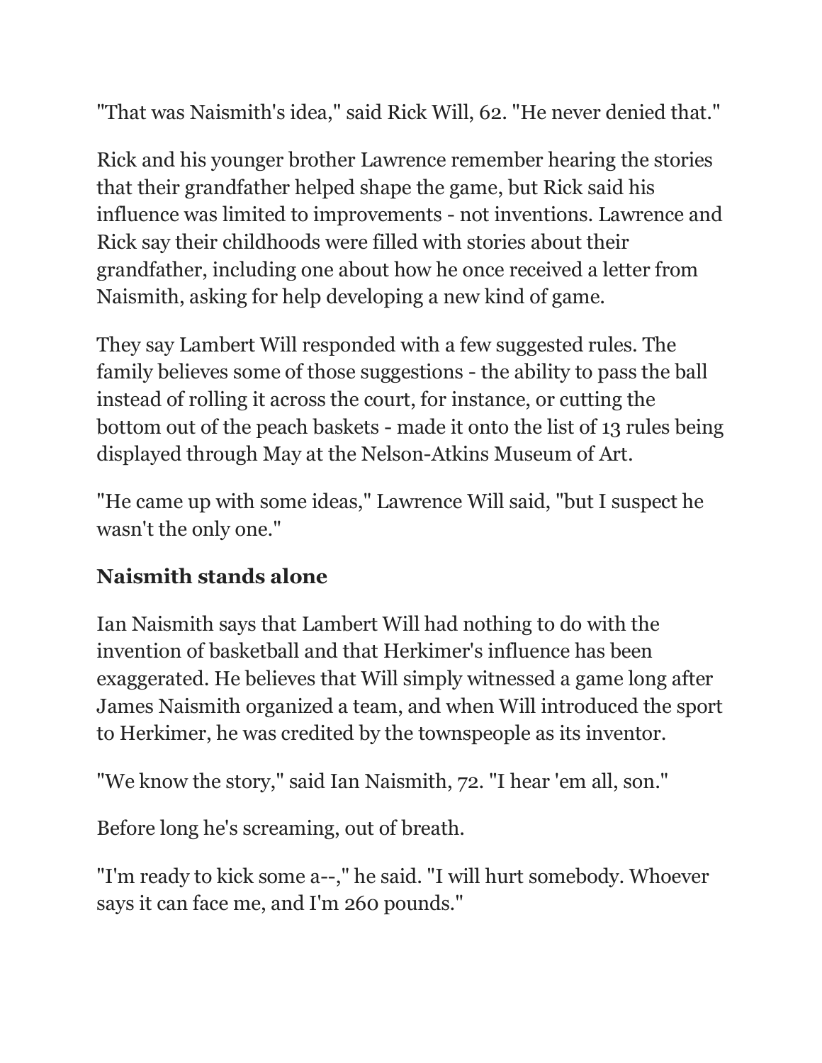"That was Naismith's idea," said Rick Will, 62. "He never denied that."

Rick and his younger brother Lawrence remember hearing the stories that their grandfather helped shape the game, but Rick said his influence was limited to improvements - not inventions. Lawrence and Rick say their childhoods were filled with stories about their grandfather, including one about how he once received a letter from Naismith, asking for help developing a new kind of game.

They say Lambert Will responded with a few suggested rules. The family believes some of those suggestions - the ability to pass the ball instead of rolling it across the court, for instance, or cutting the bottom out of the peach baskets - made it onto the list of 13 rules being displayed through May at the Nelson-Atkins Museum of Art.

"He came up with some ideas," Lawrence Will said, "but I suspect he wasn't the only one."

## Naismith stands alone

Ian Naismith says that Lambert Will had nothing to do with the invention of basketball and that Herkimer's influence has been exaggerated. He believes that Will simply witnessed a game long after James Naismith organized a team, and when Will introduced the sport to Herkimer, he was credited by the townspeople as its inventor.

"We know the story," said Ian Naismith, 72. "I hear 'em all, son."

Before long he's screaming, out of breath.

"I'm ready to kick some a--," he said. "I will hurt somebody. Whoever says it can face me, and I'm 260 pounds."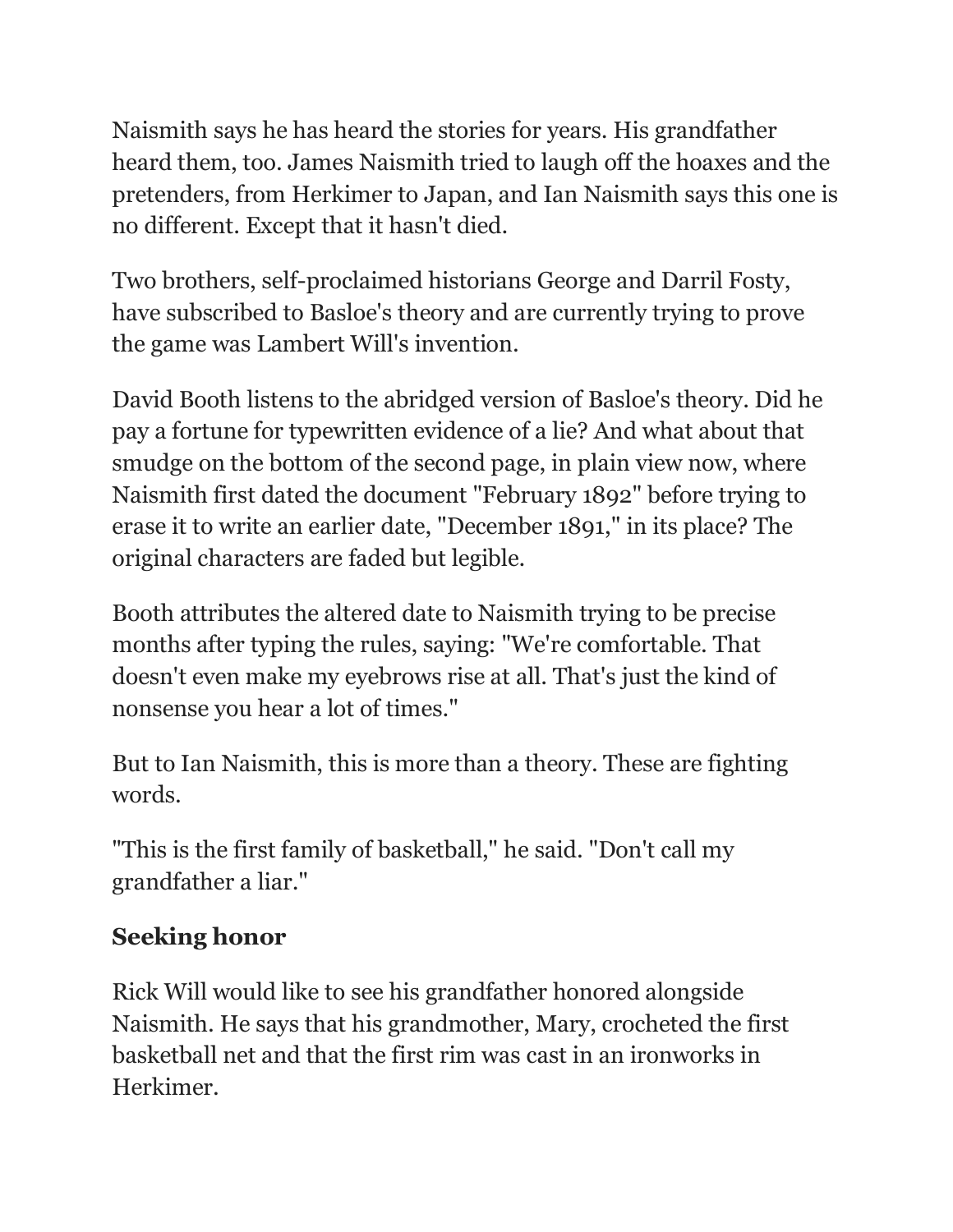Naismith says he has heard the stories for years. His grandfather heard them, too. James Naismith tried to laugh off the hoaxes and the pretenders, from Herkimer to Japan, and Ian Naismith says this one is no different. Except that it hasn't died.

Two brothers, self-proclaimed historians George and Darril Fosty, have subscribed to Basloe's theory and are currently trying to prove the game was Lambert Will's invention.

David Booth listens to the abridged version of Basloe's theory. Did he pay a fortune for typewritten evidence of a lie? And what about that smudge on the bottom of the second page, in plain view now, where Naismith first dated the document "February 1892" before trying to erase it to write an earlier date, "December 1891," in its place? The original characters are faded but legible.

Booth attributes the altered date to Naismith trying to be precise months after typing the rules, saying: "We're comfortable. That doesn't even make my eyebrows rise at all. That's just the kind of nonsense you hear a lot of times."

But to Ian Naismith, this is more than a theory. These are fighting words.

"This is the first family of basketball," he said. "Don't call my grandfather a liar."

## Seeking honor

Rick Will would like to see his grandfather honored alongside Naismith. He says that his grandmother, Mary, crocheted the first basketball net and that the first rim was cast in an ironworks in Herkimer.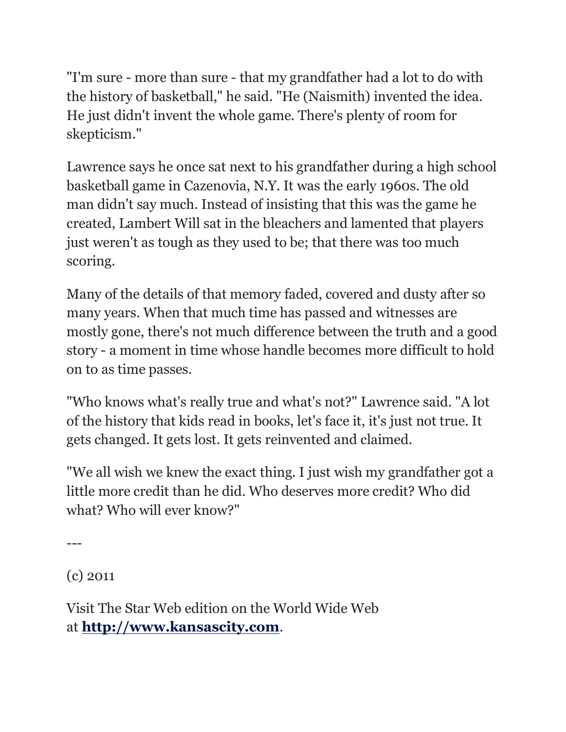"I'm sure - more than sure - that my grandfather had a lot to do with the history of basketball," he said. "He (Naismith) invented the idea. He just didn't invent the whole game. There's plenty of room for skepticism."

Lawrence says he once sat next to his grandfather during a high school basketball game in Cazenovia, N.Y. It was the early 1960s. The old man didn't say much. Instead of insisting that this was the game he created, Lambert Will sat in the bleachers and lamented that players just weren't as tough as they used to be; that there was too much scoring.

Many of the details of that memory faded, covered and dusty after so many years. When that much time has passed and witnesses are mostly gone, there's not much difference between the truth and a good story - a moment in time whose handle becomes more difficult to hold on to as time passes.

"Who knows what's really true and what's not?" Lawrence said. "A lot of the history that kids read in books, let's face it, it's just not true. It gets changed. It gets lost. It gets reinvented and claimed.

"We all wish we knew the exact thing. I just wish my grandfather got a little more credit than he did. Who deserves more credit? Who did what? Who will ever know?"

---

(c) 2011

Visit The Star Web edition on the World Wide Web at **[http://www.kansascity.com](http://www.kansascity.com)**.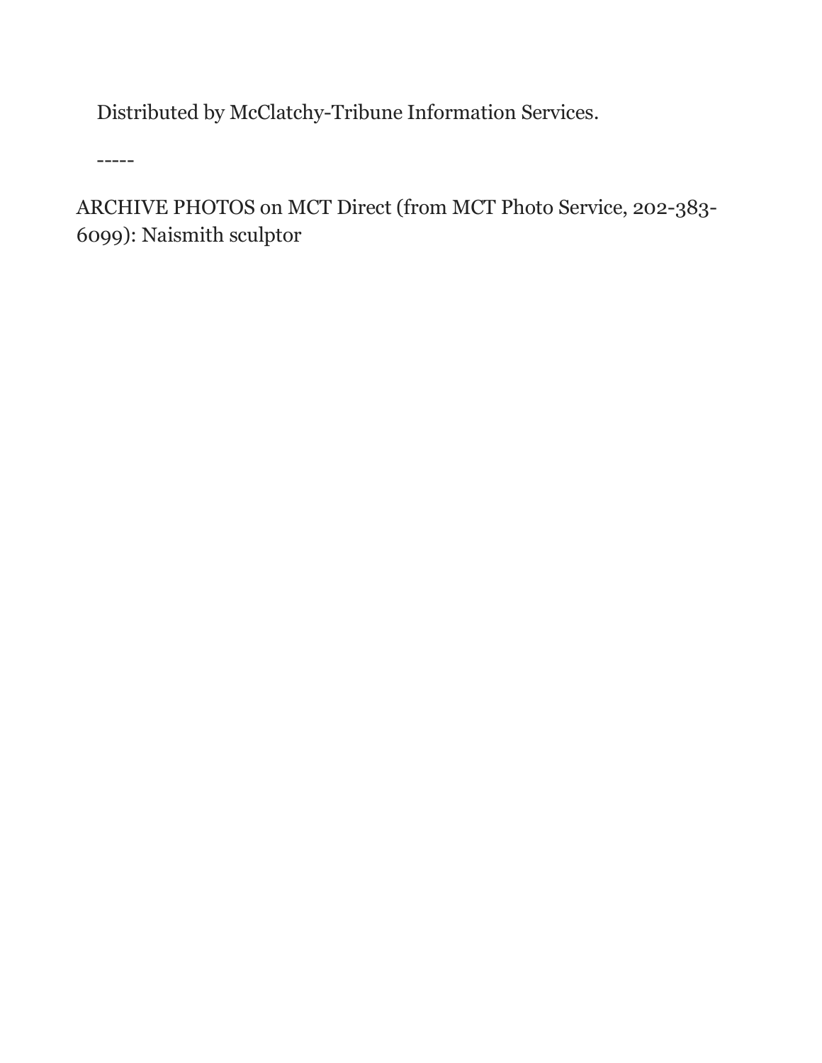Distributed by McClatchy-Tribune Information Services.

-----

ARCHIVE PHOTOS on MCT Direct (from MCT Photo Service, 202-383-6099): Naismith sculptor